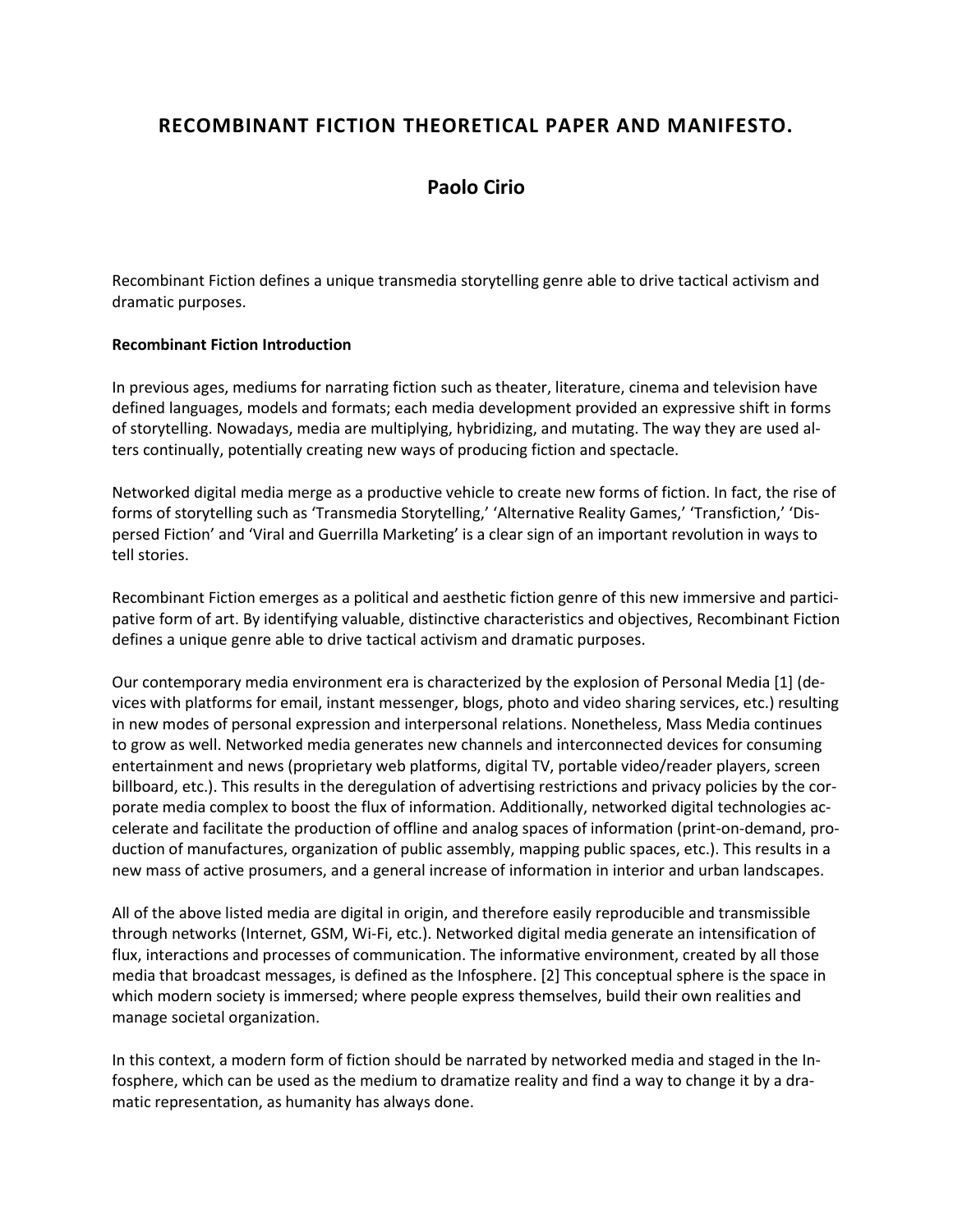# RECOMBINANT FICTION THEORETICAL PAPER AND MANIFESTO.

## Paolo Cirio

Recombinant Fiction defines a unique transmedia storytelling genre able to drive tactical activism and dramatic purposes.

**Recombinant Fiction Introduction**

In previous ages, mediums for narrating fiction such as theater, literature, cinema and television have defined languages, models and formats; each media development provided an expressive shift in forms of storytelling. Nowadays, media are multiplying, hybridizing, and mutating. The way they are used alters continually, potentially creating new ways of producing fiction and spectacle.

Networked digital media merge as a productive vehicle to create new forms of fiction. In fact, the rise of forms of storytelling such as 'Transmedia Storytelling,' 'Alternative Reality Games,' 'Transfiction,' 'Dispersed Fiction' and 'Viral and Guerrilla Marketing' is a clear sign of an important revolution in ways to tell stories.

Recombinant Fiction emerges as a political and aesthetic fiction genre of this new immersive and participative form of art. By identifying valuable, distinctive characteristics and objectives, Recombinant Fiction defines a unique genre able to drive tactical activism and dramatic purposes.

Our contemporary media environment era is characterized by the explosion of Personal Media [1] (devices with platforms for email, instant messenger, blogs, photo and video sharing services, etc.) resulting in new modes of personal expression and interpersonal relations. Nonetheless, Mass Media continues to grow as well. Networked media generates new channels and interconnected devices for consuming entertainment and news (proprietary web platforms, digital TV, portable video/reader players, screen billboard, etc.). This results in the deregulation of advertising restrictions and privacy policies by the corporate media complex to boost the flux of information. Additionally, networked digital technologies accelerate and facilitate the production of offline and analog spaces of information (print-on-demand, production of manufactures, organization of public assembly, mapping public spaces, etc.). This results in a new mass of active prosumers, and a general increase of information in interior and urban landscapes.

All of the above listed media are digital in origin, and therefore easily reproducible and transmissible through networks (Internet, GSM, Wi-Fi, etc.). Networked digital media generate an intensification of flux, interactions and processes of communication. The informative environment, created by all those media that broadcast messages, is defined as the Infosphere. [2] This conceptual sphere is the space in which modern society is immersed; where people express themselves, build their own realities and manage societal organization.

In this context, a modern form of fiction should be narrated by networked media and staged in the Infosphere, which can be used as the medium to dramatize reality and find a way to change it by a dramatic representation, as humanity has always done.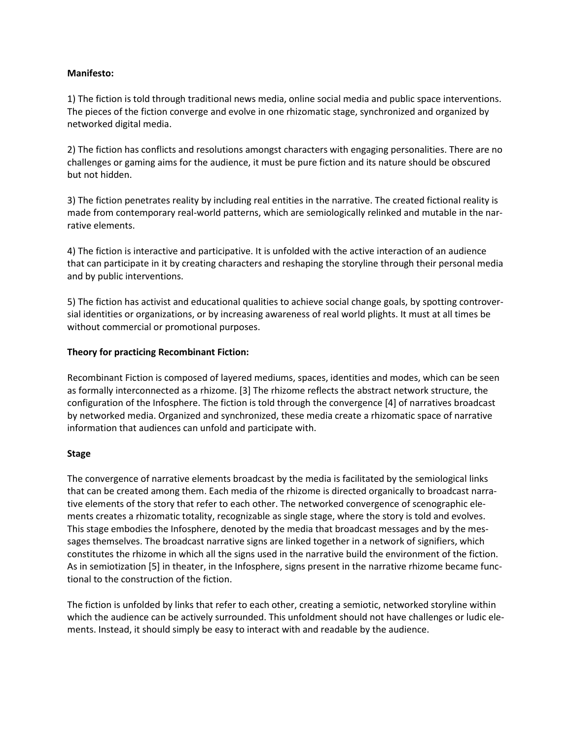**Manifesto:**

1) The fiction is told through traditional news media, online social media and public space interventions. The pieces of the fiction converge and evolve in one rhizomatic stage, synchronized and organized by networked digital media.

2) The fiction has conflicts and resolutions amongst characters with engaging personalities. There are no challenges or gaming aims for the audience, it must be pure fiction and its nature should be obscured but not hidden.

3) The fiction penetrates reality by including real entities in the narrative. The created fictional reality is made from contemporary real-world patterns, which are semiologically relinked and mutable in the narrative elements.

4) The fiction is interactive and participative. It is unfolded with the active interaction of an audience that can participate in it by creating characters and reshaping the storyline through their personal media and by public interventions.

5) The fiction has activist and educational qualities to achieve social change goals, by spotting controversial identities or organizations, or by increasing awareness of real world plights. It must at all times be without commercial or promotional purposes.

**Theory for practicing Recombinant Fiction:**

Recombinant Fiction is composed of layered mediums, spaces, identities and modes, which can be seen as formally interconnected as a rhizome. [3] The rhizome reflects the abstract network structure, the configuration of the Infosphere. The fiction is told through the convergence [4] of narratives broadcast by networked media. Organized and synchronized, these media create a rhizomatic space of narrative information that audiences can unfold and participate with.

**Stage**

The convergence of narrative elements broadcast by the media is facilitated by the semiological links that can be created among them. Each media of the rhizome is directed organically to broadcast narrative elements of the story that refer to each other. The networked convergence of scenographic elements creates a rhizomatic totality, recognizable as single stage, where the story is told and evolves. This stage embodies the Infosphere, denoted by the media that broadcast messages and by the messages themselves. The broadcast narrative signs are linked together in a network of signifiers, which constitutes the rhizome in which all the signs used in the narrative build the environment of the fiction. As in semiotization [5] in theater, in the Infosphere, signs present in the narrative rhizome became functional to the construction of the fiction.

The fiction is unfolded by links that refer to each other, creating a semiotic, networked storyline within which the audience can be actively surrounded. This unfoldment should not have challenges or ludic elements. Instead, it should simply be easy to interact with and readable by the audience.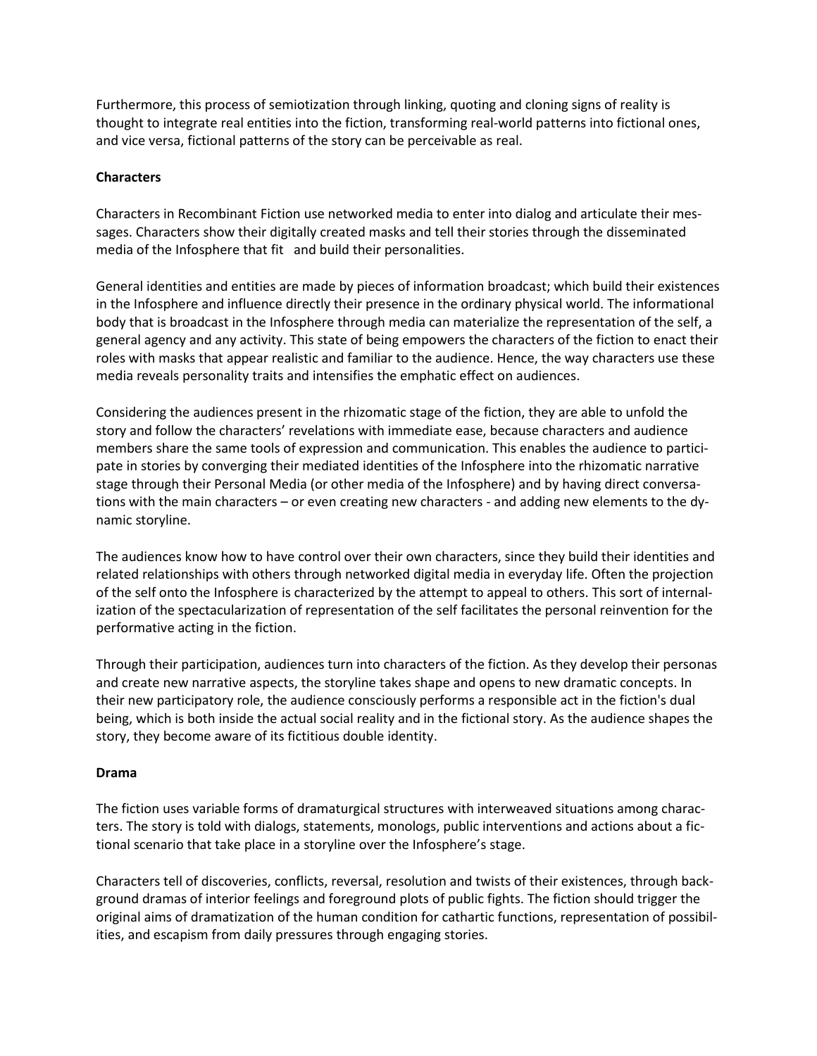Furthermore, this process of semiotization through linking, quoting and cloning signs of reality is thought to integrate real entities into the fiction, transforming real-world patterns into fictional ones, and vice versa, fictional patterns of the story can be perceivable as real.

**Characters**

Characters in Recombinant Fiction use networked media to enter into dialog and articulate their messages. Characters show their digitally created masks and tell their stories through the disseminated media of the Infosphere that fit and build their personalities.

General identities and entities are made by pieces of information broadcast; which build their existences in the Infosphere and influence directly their presence in the ordinary physical world. The informational body that is broadcast in the Infosphere through media can materialize the representation of the self, a general agency and any activity. This state of being empowers the characters of the fiction to enact their roles with masks that appear realistic and familiar to the audience. Hence, the way characters use these media reveals personality traits and intensifies the emphatic effect on audiences.

Considering the audiences present in the rhizomatic stage of the fiction, they are able to unfold the story and follow the characters' revelations with immediate ease, because characters and audience members share the same tools of expression and communication. This enables the audience to participate in stories by converging their mediated identities of the Infosphere into the rhizomatic narrative stage through their Personal Media (or other media of the Infosphere) and by having direct conversations with the main characters – or even creating new characters - and adding new elements to the dynamic storyline.

The audiences know how to have control over their own characters, since they build their identities and related relationships with others through networked digital media in everyday life. Often the projection of the self onto the Infosphere is characterized by the attempt to appeal to others. This sort of internalization of the spectacularization of representation of the self facilitates the personal reinvention for the performative acting in the fiction.

Through their participation, audiences turn into characters of the fiction. As they develop their personas and create new narrative aspects, the storyline takes shape and opens to new dramatic concepts. In their new participatory role, the audience consciously performs a responsible act in the fiction's dual being, which is both inside the actual social reality and in the fictional story. As the audience shapes the story, they become aware of its fictitious double identity.

**Drama**

The fiction uses variable forms of dramaturgical structures with interweaved situations among characters. The story is told with dialogs, statements, monologs, public interventions and actions about a fictional scenario that take place in a storyline over the Infosphere's stage.

Characters tell of discoveries, conflicts, reversal, resolution and twists of their existences, through background dramas of interior feelings and foreground plots of public fights. The fiction should trigger the original aims of dramatization of the human condition for cathartic functions, representation of possibilities, and escapism from daily pressures through engaging stories.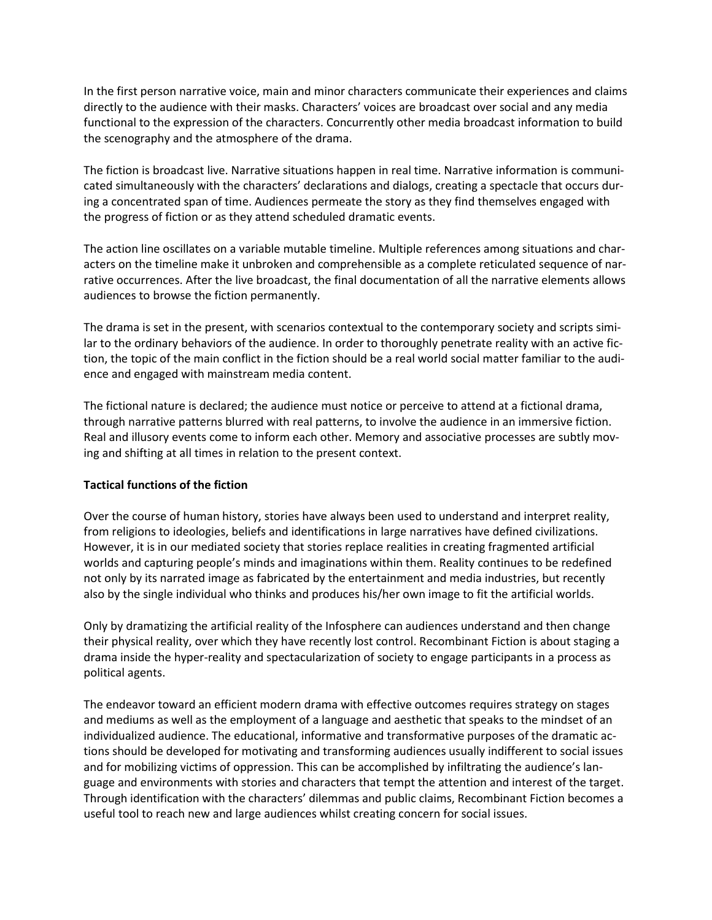In the first person narrative voice, main and minor characters communicate their experiences and claims directly to the audience with their masks. Characters' voices are broadcast over social and any media functional to the expression of the characters. Concurrently other media broadcast information to build the scenography and the atmosphere of the drama.

The fiction is broadcast live. Narrative situations happen in real time. Narrative information is communicated simultaneously with the characters' declarations and dialogs, creating a spectacle that occurs during a concentrated span of time. Audiences permeate the story as they find themselves engaged with the progress of fiction or as they attend scheduled dramatic events.

The action line oscillates on a variable mutable timeline. Multiple references among situations and characters on the timeline make it unbroken and comprehensible as a complete reticulated sequence of narrative occurrences. After the live broadcast, the final documentation of all the narrative elements allows audiences to browse the fiction permanently.

The drama is set in the present, with scenarios contextual to the contemporary society and scripts similar to the ordinary behaviors of the audience. In order to thoroughly penetrate reality with an active fiction, the topic of the main conflict in the fiction should be a real world social matter familiar to the audience and engaged with mainstream media content.

The fictional nature is declared; the audience must notice or perceive to attend at a fictional drama, through narrative patterns blurred with real patterns, to involve the audience in an immersive fiction. Real and illusory events come to inform each other. Memory and associative processes are subtly moving and shifting at all times in relation to the present context.

**Tactical functions of the fiction**

Over the course of human history, stories have always been used to understand and interpret reality, from religions to ideologies, beliefs and identifications in large narratives have defined civilizations. However, it is in our mediated society that stories replace realities in creating fragmented artificial worlds and capturing people's minds and imaginations within them. Reality continues to be redefined not only by its narrated image as fabricated by the entertainment and media industries, but recently also by the single individual who thinks and produces his/her own image to fit the artificial worlds.

Only by dramatizing the artificial reality of the Infosphere can audiences understand and then change their physical reality, over which they have recently lost control. Recombinant Fiction is about staging a drama inside the hyper-reality and spectacularization of society to engage participants in a process as political agents.

The endeavor toward an efficient modern drama with effective outcomes requires strategy on stages and mediums as well as the employment of a language and aesthetic that speaks to the mindset of an individualized audience. The educational, informative and transformative purposes of the dramatic actions should be developed for motivating and transforming audiences usually indifferent to social issues and for mobilizing victims of oppression. This can be accomplished by infiltrating the audience's language and environments with stories and characters that tempt the attention and interest of the target. Through identification with the characters' dilemmas and public claims, Recombinant Fiction becomes a useful tool to reach new and large audiences whilst creating concern for social issues.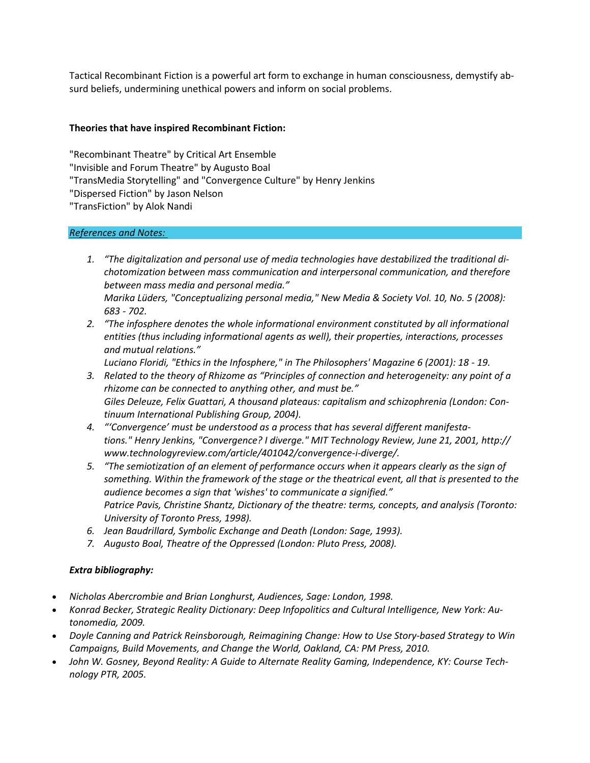Tactical Recombinant Fiction is a powerful art form to exchange in human consciousness, demystify absurd beliefs, undermining unethical powers and inform on social problems.

**Theories that have inspired Recombinant Fiction:**

"Recombinant Theatre" by Critical Art Ensemble
"Invisible and Forum Theatre" by Augusto Boal
"TransMedia Storytelling" and "Convergence Culture" by Henry Jenkins
"Dispersed Fiction" by Jason Nelson
"TransFiction" by Alok Nandi

*References and Notes:*

1. *"The digitalization and personal use of media technologies have destabilized the traditional dichotomization between mass communication and interpersonal communication, and therefore between mass media and personal media."*
   *Marika Lüders, "Conceptualizing personal media," New Media & Society Vol. 10, No. 5 (2008): 683 - 702.*
2. *"The infosphere denotes the whole informational environment constituted by all informational entities (thus including informational agents as well), their properties, interactions, processes and mutual relations."*
   *Luciano Floridi, "Ethics in the Infosphere," in The Philosophers' Magazine 6 (2001): 18 - 19.*
3. *Related to the theory of Rhizome as "Principles of connection and heterogeneity: any point of a rhizome can be connected to anything other, and must be."*
   *Giles Deleuze, Felix Guattari, A thousand plateaus: capitalism and schizophrenia (London: Continuum International Publishing Group, 2004).*
4. *"'Convergence' must be understood as a process that has several different manifestations." Henry Jenkins, "Convergence? I diverge." MIT Technology Review, June 21, 2001, http://www.technologyreview.com/article/401042/convergence-i-diverge/.*
5. *"The semiotization of an element of performance occurs when it appears clearly as the sign of something. Within the framework of the stage or the theatrical event, all that is presented to the audience becomes a sign that 'wishes' to communicate a signified."*
   *Patrice Pavis, Christine Shantz, Dictionary of the theatre: terms, concepts, and analysis (Toronto: University of Toronto Press, 1998).*
6. *Jean Baudrillard, Symbolic Exchange and Death (London: Sage, 1993).*
7. *Augusto Boal, Theatre of the Oppressed (London: Pluto Press, 2008).*

***Extra bibliography:***

- *Nicholas Abercrombie and Brian Longhurst, Audiences, Sage: London, 1998.*
- *Konrad Becker, Strategic Reality Dictionary: Deep Infopolitics and Cultural Intelligence, New York: Autonomedia, 2009.*
- *Doyle Canning and Patrick Reinsborough, Reimagining Change: How to Use Story-based Strategy to Win Campaigns, Build Movements, and Change the World, Oakland, CA: PM Press, 2010.*
- *John W. Gosney, Beyond Reality: A Guide to Alternate Reality Gaming, Independence, KY: Course Technology PTR, 2005.*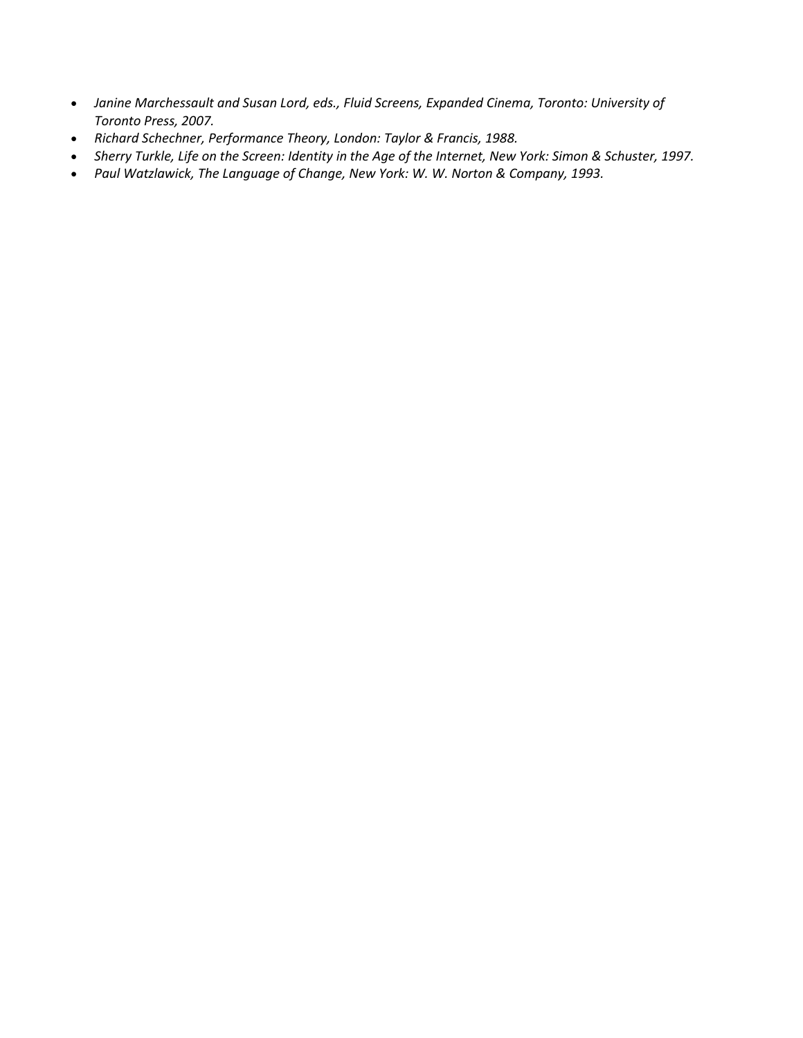- *Janine Marchessault and Susan Lord, eds., Fluid Screens, Expanded Cinema, Toronto: University of Toronto Press, 2007.*
- *Richard Schechner, Performance Theory, London: Taylor & Francis, 1988.*
- *Sherry Turkle, Life on the Screen: Identity in the Age of the Internet, New York: Simon & Schuster, 1997.*
- *Paul Watzlawick, The Language of Change, New York: W. W. Norton & Company, 1993.*